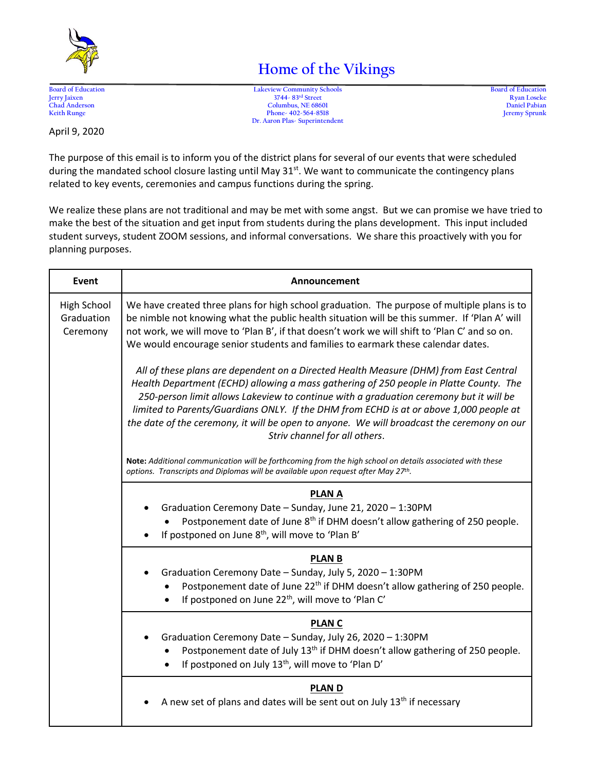# Home of the Vikings

Board of Education
Jerry Jaixen
Chad Anderson
Keith Runge

Lakeview Community Schools
3744- 83rd Street
Columbus, NE 68601
Phone- 402-564-8518
Dr. Aaron Plas- Superintendent

Board of Education
Ryan Loseke
Daniel Pabian
Jeremy Sprunk

April 9, 2020

The purpose of this email is to inform you of the district plans for several of our events that were scheduled during the mandated school closure lasting until May 31st. We want to communicate the contingency plans related to key events, ceremonies and campus functions during the spring.

We realize these plans are not traditional and may be met with some angst. But we can promise we have tried to make the best of the situation and get input from students during the plans development. This input included student surveys, student ZOOM sessions, and informal conversations. We share this proactively with you for planning purposes.

| Event | Announcement |
|---|---|
| High School Graduation Ceremony | We have created three plans for high school graduation. The purpose of multiple plans is to be nimble not knowing what the public health situation will be this summer. If 'Plan A' will not work, we will move to 'Plan B', if that doesn't work we will shift to 'Plan C' and so on. We would encourage senior students and families to earmark these calendar dates.<br><br>*All of these plans are dependent on a Directed Health Measure (DHM) from East Central Health Department (ECHD) allowing a mass gathering of 250 people in Platte County. The 250-person limit allows Lakeview to continue with a graduation ceremony but it will be limited to Parents/Guardians ONLY. If the DHM from ECHD is at or above 1,000 people at the date of the ceremony, it will be open to anyone. We will broadcast the ceremony on our Striv channel for all others.*<br><br>**Note:** *Additional communication will be forthcoming from the high school on details associated with these options. Transcripts and Diplomas will be available upon request after May 27th.* |
| | **PLAN A**<br>• Graduation Ceremony Date – Sunday, June 21, 2020 – 1:30PM<br>  ◦ Postponement date of June 8th if DHM doesn't allow gathering of 250 people.<br>• If postponed on June 8th, will move to 'Plan B' |
| | **PLAN B**<br>• Graduation Ceremony Date – Sunday, July 5, 2020 – 1:30PM<br>  ◦ Postponement date of June 22th if DHM doesn't allow gathering of 250 people.<br>  ◦ If postponed on June 22th, will move to 'Plan C' |
| | **PLAN C**<br>• Graduation Ceremony Date – Sunday, July 26, 2020 – 1:30PM<br>  ◦ Postponement date of July 13th if DHM doesn't allow gathering of 250 people.<br>  ◦ If postponed on July 13th, will move to 'Plan D' |
| | **PLAN D**<br>• A new set of plans and dates will be sent out on July 13th if necessary |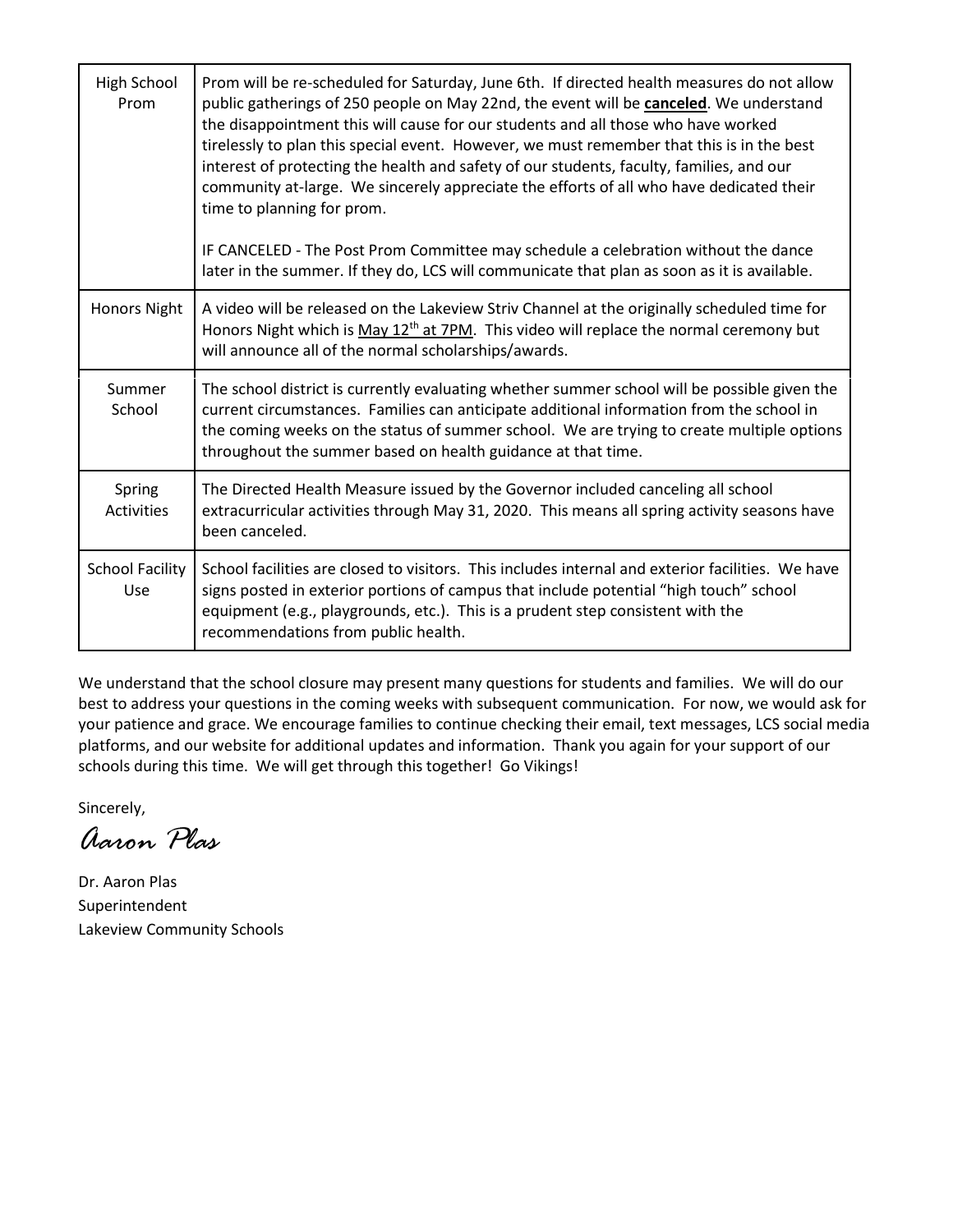| High School Prom | Prom will be re-scheduled for Saturday, June 6th. If directed health measures do not allow public gatherings of 250 people on May 22nd, the event will be **<u>canceled</u>**. We understand the disappointment this will cause for our students and all those who have worked tirelessly to plan this special event. However, we must remember that this is in the best interest of protecting the health and safety of our students, faculty, families, and our community at-large. We sincerely appreciate the efforts of all who have dedicated their time to planning for prom.<br><br>IF CANCELED - The Post Prom Committee may schedule a celebration without the dance later in the summer. If they do, LCS will communicate that plan as soon as it is available. |
|---|---|
| Honors Night | A video will be released on the Lakeview Striv Channel at the originally scheduled time for Honors Night which is <u>May 12th at 7PM</u>. This video will replace the normal ceremony but will announce all of the normal scholarships/awards. |
| Summer School | The school district is currently evaluating whether summer school will be possible given the current circumstances. Families can anticipate additional information from the school in the coming weeks on the status of summer school. We are trying to create multiple options throughout the summer based on health guidance at that time. |
| Spring Activities | The Directed Health Measure issued by the Governor included canceling all school extracurricular activities through May 31, 2020. This means all spring activity seasons have been canceled. |
| School Facility Use | School facilities are closed to visitors. This includes internal and exterior facilities. We have signs posted in exterior portions of campus that include potential "high touch" school equipment (e.g., playgrounds, etc.). This is a prudent step consistent with the recommendations from public health. |

We understand that the school closure may present many questions for students and families. We will do our best to address your questions in the coming weeks with subsequent communication. For now, we would ask for your patience and grace. We encourage families to continue checking their email, text messages, LCS social media platforms, and our website for additional updates and information. Thank you again for your support of our schools during this time. We will get through this together! Go Vikings!

Sincerely,

*Aaron Plas*

Dr. Aaron Plas
Superintendent
Lakeview Community Schools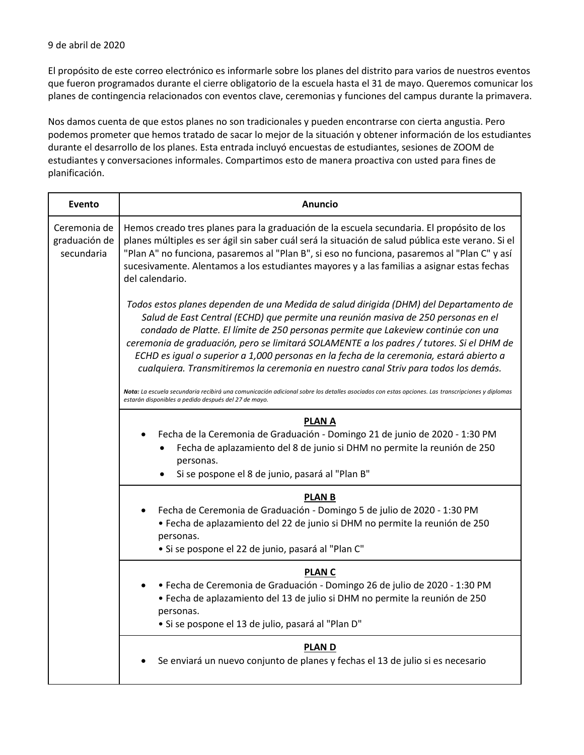9 de abril de 2020

El propósito de este correo electrónico es informarle sobre los planes del distrito para varios de nuestros eventos que fueron programados durante el cierre obligatorio de la escuela hasta el 31 de mayo. Queremos comunicar los planes de contingencia relacionados con eventos clave, ceremonias y funciones del campus durante la primavera.

Nos damos cuenta de que estos planes no son tradicionales y pueden encontrarse con cierta angustia. Pero podemos prometer que hemos tratado de sacar lo mejor de la situación y obtener información de los estudiantes durante el desarrollo de los planes. Esta entrada incluyó encuestas de estudiantes, sesiones de ZOOM de estudiantes y conversaciones informales. Compartimos esto de manera proactiva con usted para fines de planificación.

| Evento | Anuncio |
|---|---|
| Ceremonia de graduación de secundaria | Hemos creado tres planes para la graduación de la escuela secundaria. El propósito de los planes múltiples es ser ágil sin saber cuál será la situación de salud pública este verano. Si el "Plan A" no funciona, pasaremos al "Plan B", si eso no funciona, pasaremos al "Plan C" y así sucesivamente. Alentamos a los estudiantes mayores y a las familias a asignar estas fechas del calendario.<br><br>*Todos estos planes dependen de una Medida de salud dirigida (DHM) del Departamento de Salud de East Central (ECHD) que permite una reunión masiva de 250 personas en el condado de Platte. El límite de 250 personas permite que Lakeview continúe con una ceremonia de graduación, pero se limitará SOLAMENTE a los padres / tutores. Si el DHM de ECHD es igual o superior a 1,000 personas en la fecha de la ceremonia, estará abierto a cualquiera. Transmitiremos la ceremonia en nuestro canal Striv para todos los demás.*<br><br>***Nota:*** *La escuela secundaria recibirá una comunicación adicional sobre los detalles asociados con estas opciones. Las transcripciones y diplomas estarán disponibles a pedido después del 27 de mayo.* |
| | **PLAN A**<br>• Fecha de la Ceremonia de Graduación - Domingo 21 de junio de 2020 - 1:30 PM<br>&nbsp;&nbsp;• Fecha de aplazamiento del 8 de junio si DHM no permite la reunión de 250 personas.<br>&nbsp;&nbsp;• Si se pospone el 8 de junio, pasará al "Plan B" |
| | **PLAN B**<br>• Fecha de Ceremonia de Graduación - Domingo 5 de julio de 2020 - 1:30 PM<br>• Fecha de aplazamiento del 22 de junio si DHM no permite la reunión de 250 personas.<br>• Si se pospone el 22 de junio, pasará al "Plan C" |
| | **PLAN C**<br>• Fecha de Ceremonia de Graduación - Domingo 26 de julio de 2020 - 1:30 PM<br>• Fecha de aplazamiento del 13 de julio si DHM no permite la reunión de 250 personas.<br>• Si se pospone el 13 de julio, pasará al "Plan D" |
| | **PLAN D**<br>• Se enviará un nuevo conjunto de planes y fechas el 13 de julio si es necesario |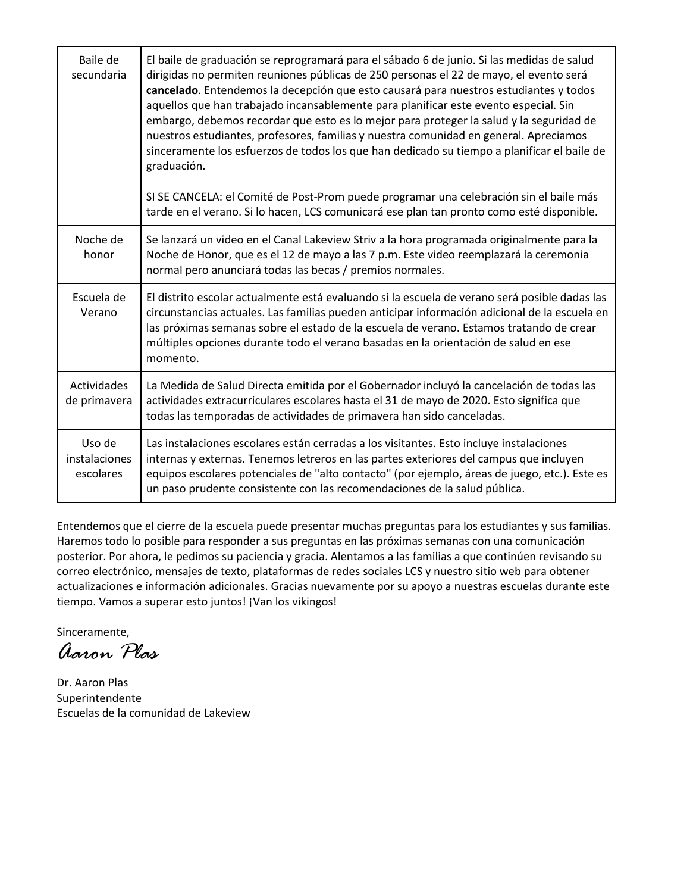| | |
|---|---|
| Baile de secundaria | El baile de graduación se reprogramará para el sábado 6 de junio. Si las medidas de salud dirigidas no permiten reuniones públicas de 250 personas el 22 de mayo, el evento será **cancelado**. Entendemos la decepción que esto causará para nuestros estudiantes y todos aquellos que han trabajado incansablemente para planificar este evento especial. Sin embargo, debemos recordar que esto es lo mejor para proteger la salud y la seguridad de nuestros estudiantes, profesores, familias y nuestra comunidad en general. Apreciamos sinceramente los esfuerzos de todos los que han dedicado su tiempo a planificar el baile de graduación.<br><br>SI SE CANCELA: el Comité de Post-Prom puede programar una celebración sin el baile más tarde en el verano. Si lo hacen, LCS comunicará ese plan tan pronto como esté disponible. |
| Noche de honor | Se lanzará un video en el Canal Lakeview Striv a la hora programada originalmente para la Noche de Honor, que es el 12 de mayo a las 7 p.m. Este video reemplazará la ceremonia normal pero anunciará todas las becas / premios normales. |
| Escuela de Verano | El distrito escolar actualmente está evaluando si la escuela de verano será posible dadas las circunstancias actuales. Las familias pueden anticipar información adicional de la escuela en las próximas semanas sobre el estado de la escuela de verano. Estamos tratando de crear múltiples opciones durante todo el verano basadas en la orientación de salud en ese momento. |
| Actividades de primavera | La Medida de Salud Directa emitida por el Gobernador incluyó la cancelación de todas las actividades extracurriculares escolares hasta el 31 de mayo de 2020. Esto significa que todas las temporadas de actividades de primavera han sido canceladas. |
| Uso de instalaciones escolares | Las instalaciones escolares están cerradas a los visitantes. Esto incluye instalaciones internas y externas. Tenemos letreros en las partes exteriores del campus que incluyen equipos escolares potenciales de "alto contacto" (por ejemplo, áreas de juego, etc.). Este es un paso prudente consistente con las recomendaciones de la salud pública. |

Entendemos que el cierre de la escuela puede presentar muchas preguntas para los estudiantes y sus familias. Haremos todo lo posible para responder a sus preguntas en las próximas semanas con una comunicación posterior. Por ahora, le pedimos su paciencia y gracia. Alentamos a las familias a que continúen revisando su correo electrónico, mensajes de texto, plataformas de redes sociales LCS y nuestro sitio web para obtener actualizaciones e información adicionales. Gracias nuevamente por su apoyo a nuestras escuelas durante este tiempo. Vamos a superar esto juntos! ¡Van los vikingos!

Sinceramente,

*Aaron Plas*

Dr. Aaron Plas
Superintendente
Escuelas de la comunidad de Lakeview